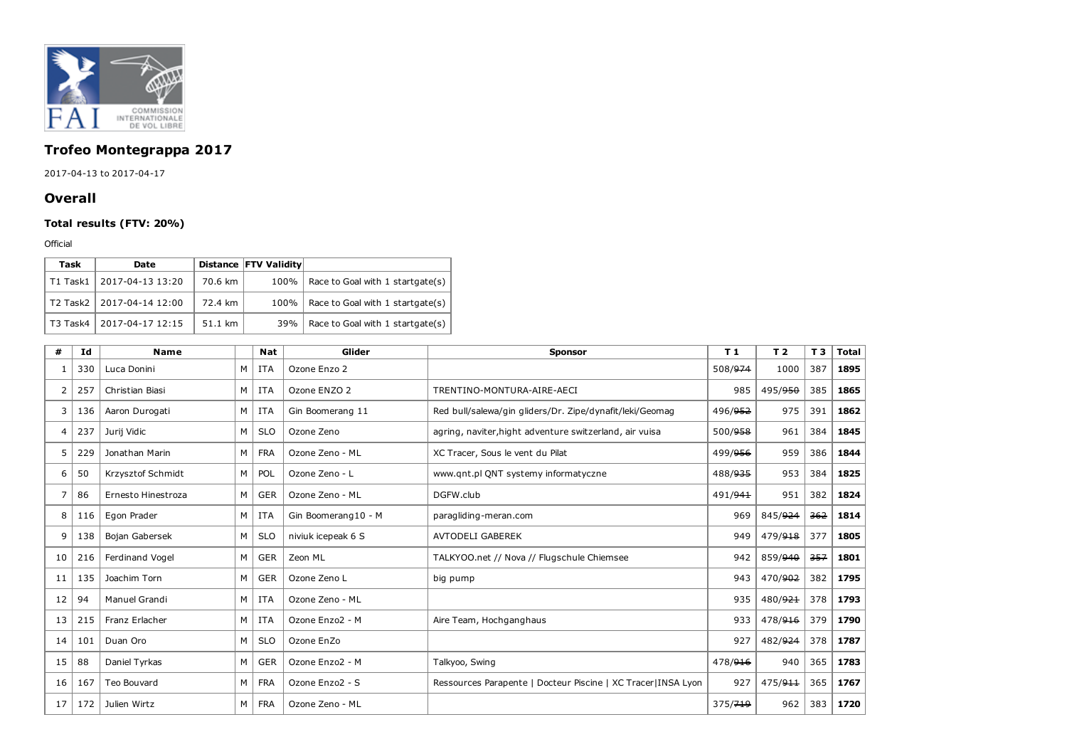# Trofeo Montegrappa 2017

2017-04-13 to 2017-04-17

## Overall

### Total results (FTV: 20%)

Official

| Task | Date | Distance | FTV Validity | |
|---|---|---|---|---|
| T1 Task1 | 2017-04-13 13:20 | 70.6 km | 100% | Race to Goal with 1 startgate(s) |
| T2 Task2 | 2017-04-14 12:00 | 72.4 km | 100% | Race to Goal with 1 startgate(s) |
| T3 Task4 | 2017-04-17 12:15 | 51.1 km | 39% | Race to Goal with 1 startgate(s) |

| # | Id | Name | | Nat | Glider | Sponsor | T 1 | T 2 | T 3 | Total |
|---|---|---|---|---|---|---|---|---|---|---|
| 1 | 330 | Luca Donini | M | ITA | Ozone Enzo 2 | | 508/~~974~~ | 1000 | 387 | **1895** |
| 2 | 257 | Christian Biasi | M | ITA | Ozone ENZO 2 | TRENTINO-MONTURA-AIRE-AECI | 985 | 495/~~950~~ | 385 | **1865** |
| 3 | 136 | Aaron Durogati | M | ITA | Gin Boomerang 11 | Red bull/salewa/gin gliders/Dr. Zipe/dynafit/leki/Geomag | 496/~~952~~ | 975 | 391 | **1862** |
| 4 | 237 | Jurij Vidic | M | SLO | Ozone Zeno | agring, naviter,hight adventure switzerland, air vuisa | 500/~~958~~ | 961 | 384 | **1845** |
| 5 | 229 | Jonathan Marin | M | FRA | Ozone Zeno - ML | XC Tracer, Sous le vent du Pilat | 499/~~956~~ | 959 | 386 | **1844** |
| 6 | 50 | Krzysztof Schmidt | M | POL | Ozone Zeno - L | www.qnt.pl QNT systemy informatyczne | 488/~~935~~ | 953 | 384 | **1825** |
| 7 | 86 | Ernesto Hinestroza | M | GER | Ozone Zeno - ML | DGFW.club | 491/~~941~~ | 951 | 382 | **1824** |
| 8 | 116 | Egon Prader | M | ITA | Gin Boomerang10 - M | paragliding-meran.com | 969 | 845/~~924~~ | ~~362~~ | **1814** |
| 9 | 138 | Bojan Gabersek | M | SLO | niviuk icepeak 6 S | AVTODELI GABEREK | 949 | 479/~~918~~ | 377 | **1805** |
| 10 | 216 | Ferdinand Vogel | M | GER | Zeon ML | TALKYOO.net // Nova // Flugschule Chiemsee | 942 | 859/~~940~~ | ~~357~~ | **1801** |
| 11 | 135 | Joachim Torn | M | GER | Ozone Zeno L | big pump | 943 | 470/~~902~~ | 382 | **1795** |
| 12 | 94 | Manuel Grandi | M | ITA | Ozone Zeno - ML | | 935 | 480/~~921~~ | 378 | **1793** |
| 13 | 215 | Franz Erlacher | M | ITA | Ozone Enzo2 - M | Aire Team, Hochganghaus | 933 | 478/~~916~~ | 379 | **1790** |
| 14 | 101 | Duan Oro | M | SLO | Ozone EnZo | | 927 | 482/~~924~~ | 378 | **1787** |
| 15 | 88 | Daniel Tyrkas | M | GER | Ozone Enzo2 - M | Talkyoo, Swing | 478/~~916~~ | 940 | 365 | **1783** |
| 16 | 167 | Teo Bouvard | M | FRA | Ozone Enzo2 - S | Ressources Parapente \| Docteur Piscine \| XC Tracer\|INSA Lyon | 927 | 475/~~911~~ | 365 | **1767** |
| 17 | 172 | Julien Wirtz | M | FRA | Ozone Zeno - ML | | 375/~~719~~ | 962 | 383 | **1720** |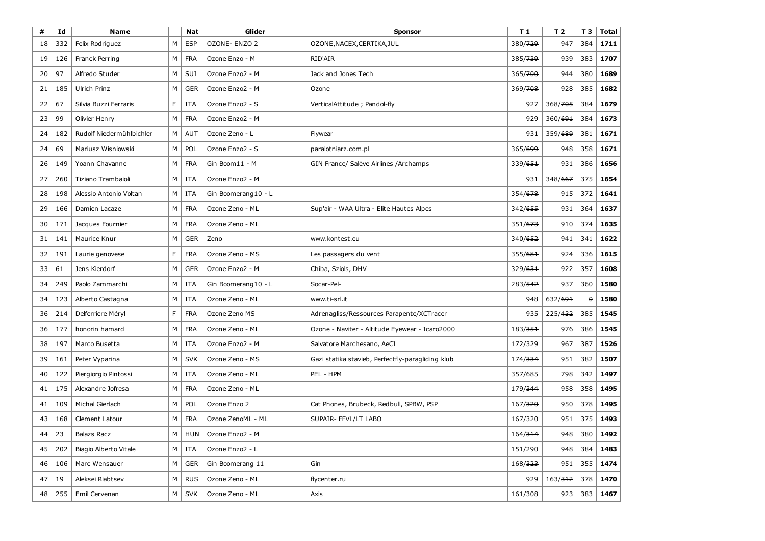| # | Id | Name | | Nat | Glider | Sponsor | T 1 | T 2 | T 3 | Total |
|---|---|---|---|---|---|---|---|---|---|---|
| 18 | 332 | Felix Rodriguez | M | ESP | OZONE- ENZO 2 | OZONE,NACEX,CERTIKA,JUL | 380/~~729~~ | 947 | 384 | **1711** |
| 19 | 126 | Franck Perring | M | FRA | Ozone Enzo - M | RID'AIR | 385/~~739~~ | 939 | 383 | **1707** |
| 20 | 97 | Alfredo Studer | M | SUI | Ozone Enzo2 - M | Jack and Jones Tech | 365/~~700~~ | 944 | 380 | **1689** |
| 21 | 185 | Ulrich Prinz | M | GER | Ozone Enzo2 - M | Ozone | 369/~~708~~ | 928 | 385 | **1682** |
| 22 | 67 | Silvia Buzzi Ferraris | F | ITA | Ozone Enzo2 - S | VerticalAttitude ; Pandol-fly | 927 | 368/~~705~~ | 384 | **1679** |
| 23 | 99 | Olivier Henry | M | FRA | Ozone Enzo2 - M | | 929 | 360/~~691~~ | 384 | **1673** |
| 24 | 182 | Rudolf Niedermühlbichler | M | AUT | Ozone Zeno - L | Flywear | 931 | 359/~~689~~ | 381 | **1671** |
| 24 | 69 | Mariusz Wisniowski | M | POL | Ozone Enzo2 - S | paralotniarz.com.pl | 365/~~699~~ | 948 | 358 | **1671** |
| 26 | 149 | Yoann Chavanne | M | FRA | Gin Boom11 - M | GIN France/ Salève Airlines /Archamps | 339/~~651~~ | 931 | 386 | **1656** |
| 27 | 260 | Tiziano Trambaioli | M | ITA | Ozone Enzo2 - M | | 931 | 348/~~667~~ | 375 | **1654** |
| 28 | 198 | Alessio Antonio Voltan | M | ITA | Gin Boomerang10 - L | | 354/~~678~~ | 915 | 372 | **1641** |
| 29 | 166 | Damien Lacaze | M | FRA | Ozone Zeno - ML | Sup'air - WAA Ultra - Elite Hautes Alpes | 342/~~655~~ | 931 | 364 | **1637** |
| 30 | 171 | Jacques Fournier | M | FRA | Ozone Zeno - ML | | 351/~~673~~ | 910 | 374 | **1635** |
| 31 | 141 | Maurice Knur | M | GER | Zeno | www.kontest.eu | 340/~~652~~ | 941 | 341 | **1622** |
| 32 | 191 | Laurie genovese | F | FRA | Ozone Zeno - MS | Les passagers du vent | 355/~~681~~ | 924 | 336 | **1615** |
| 33 | 61 | Jens Kierdorf | M | GER | Ozone Enzo2 - M | Chiba, Sziols, DHV | 329/~~631~~ | 922 | 357 | **1608** |
| 34 | 249 | Paolo Zammarchi | M | ITA | Gin Boomerang10 - L | Socar-Pel- | 283/~~542~~ | 937 | 360 | **1580** |
| 34 | 123 | Alberto Castagna | M | ITA | Ozone Zeno - ML | www.ti-srl.it | 948 | 632/~~691~~ | ~~0~~ | **1580** |
| 36 | 214 | Delferriere Méryl | F | FRA | Ozone Zeno MS | Adrenagliss/Ressources Parapente/XCTracer | 935 | 225/~~432~~ | 385 | **1545** |
| 36 | 177 | honorin hamard | M | FRA | Ozone Zeno - ML | Ozone - Naviter - Altitude Eyewear - Icaro2000 | 183/~~351~~ | 976 | 386 | **1545** |
| 38 | 197 | Marco Busetta | M | ITA | Ozone Enzo2 - M | Salvatore Marchesano, AeCI | 172/~~329~~ | 967 | 387 | **1526** |
| 39 | 161 | Peter Vyparina | M | SVK | Ozone Zeno - MS | Gazi statika stavieb, Perfectfly-paragliding klub | 174/~~334~~ | 951 | 382 | **1507** |
| 40 | 122 | Piergiorgio Pintossi | M | ITA | Ozone Zeno - ML | PEL - HPM | 357/~~685~~ | 798 | 342 | **1497** |
| 41 | 175 | Alexandre Jofresa | M | FRA | Ozone Zeno - ML | | 179/~~344~~ | 958 | 358 | **1495** |
| 41 | 109 | Michal Gierlach | M | POL | Ozone Enzo 2 | Cat Phones, Brubeck, Redbull, SPBW, PSP | 167/~~320~~ | 950 | 378 | **1495** |
| 43 | 168 | Clement Latour | M | FRA | Ozone ZenoML - ML | SUPAIR- FFVL/LT LABO | 167/~~320~~ | 951 | 375 | **1493** |
| 44 | 23 | Balazs Racz | M | HUN | Ozone Enzo2 - M | | 164/~~314~~ | 948 | 380 | **1492** |
| 45 | 202 | Biagio Alberto Vitale | M | ITA | Ozone Enzo2 - L | | 151/~~290~~ | 948 | 384 | **1483** |
| 46 | 106 | Marc Wensauer | M | GER | Gin Boomerang 11 | Gin | 168/~~323~~ | 951 | 355 | **1474** |
| 47 | 19 | Aleksei Riabtsev | M | RUS | Ozone Zeno - ML | flycenter.ru | 929 | 163/~~312~~ | 378 | **1470** |
| 48 | 255 | Emil Cervenan | M | SVK | Ozone Zeno - ML | Axis | 161/~~308~~ | 923 | 383 | **1467** |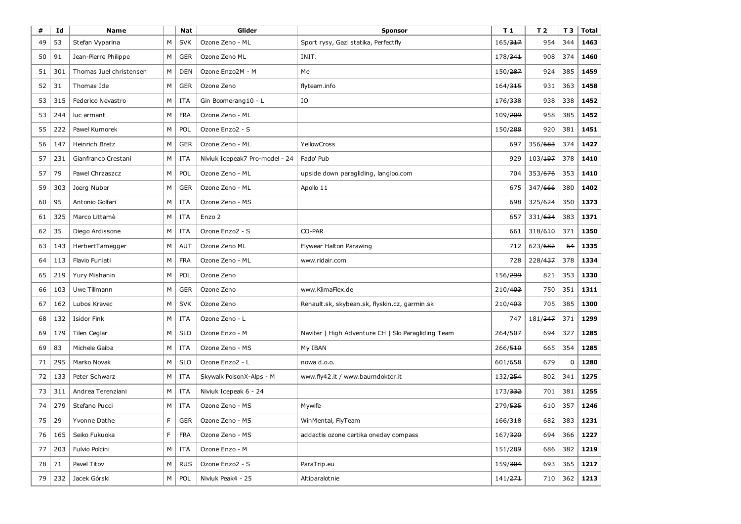| # | Id | Name | | Nat | Glider | Sponsor | T 1 | T 2 | T 3 | Total |
|---|---|---|---|---|---|---|---|---|---|---|
| 49 | 53 | Stefan Vyparina | M | SVK | Ozone Zeno - ML | Sport rysy, Gazi statika, Perfectfly | 165/~~317~~ | 954 | 344 | **1463** |
| 50 | 91 | Jean-Pierre Philippe | M | GER | Ozone Zeno ML | INIT. | 178/~~341~~ | 908 | 374 | **1460** |
| 51 | 301 | Thomas Juel christensen | M | DEN | Ozone Enzo2M - M | Me | 150/~~287~~ | 924 | 385 | **1459** |
| 52 | 31 | Thomas Ide | M | GER | Ozone Zeno | flyteam.info | 164/~~315~~ | 931 | 363 | **1458** |
| 53 | 315 | Federico Nevastro | M | ITA | Gin Boomerang10 - L | IO | 176/~~338~~ | 938 | 338 | **1452** |
| 53 | 244 | luc armant | M | FRA | Ozone Zeno - ML | | 109/~~209~~ | 958 | 385 | **1452** |
| 55 | 222 | Pawel Kumorek | M | POL | Ozone Enzo2 - S | | 150/~~288~~ | 920 | 381 | **1451** |
| 56 | 147 | Heinrich Bretz | M | GER | Ozone Zeno - ML | YellowCross | 697 | 356/~~683~~ | 374 | **1427** |
| 57 | 231 | Gianfranco Crestani | M | ITA | Niviuk Icepeak7 Pro-model - 24 | Fado' Pub | 929 | 103/~~197~~ | 378 | **1410** |
| 57 | 79 | Pawel Chrzaszcz | M | POL | Ozone Zeno - ML | upside down paragliding, langloo.com | 704 | 353/~~676~~ | 353 | **1410** |
| 59 | 303 | Joerg Nuber | M | GER | Ozone Zeno - ML | Apollo 11 | 675 | 347/~~666~~ | 380 | **1402** |
| 60 | 95 | Antonio Golfari | M | ITA | Ozone Zeno - MS | | 698 | 325/~~624~~ | 350 | **1373** |
| 61 | 325 | Marco Littamè | M | ITA | Enzo 2 | | 657 | 331/~~634~~ | 383 | **1371** |
| 62 | 35 | Diego Ardissone | M | ITA | Ozone Enzo2 - S | CO-PAR | 661 | 318/~~610~~ | 371 | **1350** |
| 63 | 143 | HerbertTamegger | M | AUT | Ozone Zeno ML | Flywear Halton Parawing | 712 | 623/~~682~~ | ~~64~~ | **1335** |
| 64 | 113 | Flavio Funiati | M | FRA | Ozone Zeno - ML | www.ridair.com | 728 | 228/~~437~~ | 378 | **1334** |
| 65 | 219 | Yury Mishanin | M | POL | Ozone Zeno | | 156/~~299~~ | 821 | 353 | **1330** |
| 66 | 103 | Uwe Tillmann | M | GER | Ozone Zeno | www.KlimaFlex.de | 210/~~403~~ | 750 | 351 | **1311** |
| 67 | 162 | Lubos Kravec | M | SVK | Ozone Zeno | Renault.sk, skybean.sk, flyskin.cz, garmin.sk | 210/~~403~~ | 705 | 385 | **1300** |
| 68 | 132 | Isidor Fink | M | ITA | Ozone Zeno - L | | 747 | 181/~~347~~ | 371 | **1299** |
| 69 | 179 | Tilen Ceglar | M | SLO | Ozone Enzo - M | Naviter \| High Adventure CH \| Slo Paragliding Team | 264/~~507~~ | 694 | 327 | **1285** |
| 69 | 83 | Michele Gaiba | M | ITA | Ozone Zeno - MS | My IBAN | 266/~~510~~ | 665 | 354 | **1285** |
| 71 | 295 | Marko Novak | M | SLO | Ozone Enzo2 - L | nowa d.o.o. | 601/~~658~~ | 679 | ~~0~~ | **1280** |
| 72 | 133 | Peter Schwarz | M | ITA | Skywalk PoisonX-Alps - M | www.fly42.it / www.baumdoktor.it | 132/~~254~~ | 802 | 341 | **1275** |
| 73 | 311 | Andrea Terenziani | M | ITA | Niviuk Icepeak 6 - 24 | | 173/~~332~~ | 701 | 381 | **1255** |
| 74 | 279 | Stefano Pucci | M | ITA | Ozone Zeno - MS | Mywife | 279/~~535~~ | 610 | 357 | **1246** |
| 75 | 29 | Yvonne Dathe | F | GER | Ozone Zeno - MS | WinMental, FlyTeam | 166/~~318~~ | 682 | 383 | **1231** |
| 76 | 165 | Seiko Fukuoka | F | FRA | Ozone Zeno - MS | addactis ozone certika oneday compass | 167/~~320~~ | 694 | 366 | **1227** |
| 77 | 203 | Fulvio Polcini | M | ITA | Ozone Enzo - M | | 151/~~289~~ | 686 | 382 | **1219** |
| 78 | 71 | Pavel Titov | M | RUS | Ozone Enzo2 - S | ParaTrip.eu | 159/~~304~~ | 693 | 365 | **1217** |
| 79 | 232 | Jacek Górski | M | POL | Niviuk Peak4 - 25 | Altiparalotnie | 141/~~271~~ | 710 | 362 | **1213** |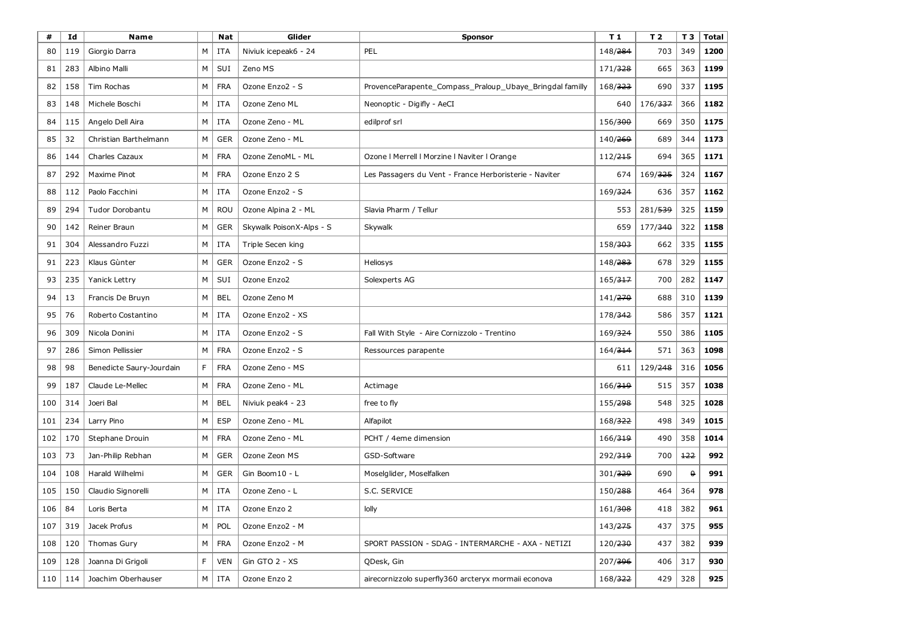| # | Id | Name | | Nat | Glider | Sponsor | T 1 | T 2 | T 3 | Total |
|---|---|---|---|---|---|---|---|---|---|---|
| 80 | 119 | Giorgio Darra | M | ITA | Niviuk icepeak6 - 24 | PEL | 148/~~284~~ | 703 | 349 | **1200** |
| 81 | 283 | Albino Malli | M | SUI | Zeno MS | | 171/~~328~~ | 665 | 363 | **1199** |
| 82 | 158 | Tim Rochas | M | FRA | Ozone Enzo2 - S | ProvenceParapente_Compass_Praloup_Ubaye_Bringdal familly | 168/~~323~~ | 690 | 337 | **1195** |
| 83 | 148 | Michele Boschi | M | ITA | Ozone Zeno ML | Neonoptic - Digifly - AeCI | 640 | 176/~~337~~ | 366 | **1182** |
| 84 | 115 | Angelo Dell Aira | M | ITA | Ozone Zeno - ML | edilprof srl | 156/~~300~~ | 669 | 350 | **1175** |
| 85 | 32 | Christian Barthelmann | M | GER | Ozone Zeno - ML | | 140/~~269~~ | 689 | 344 | **1173** |
| 86 | 144 | Charles Cazaux | M | FRA | Ozone ZenoML - ML | Ozone I Merrell I Morzine I Naviter I Orange | 112/~~215~~ | 694 | 365 | **1171** |
| 87 | 292 | Maxime Pinot | M | FRA | Ozone Enzo 2 S | Les Passagers du Vent - France Herboristerie - Naviter | 674 | 169/~~325~~ | 324 | **1167** |
| 88 | 112 | Paolo Facchini | M | ITA | Ozone Enzo2 - S | | 169/~~324~~ | 636 | 357 | **1162** |
| 89 | 294 | Tudor Dorobantu | M | ROU | Ozone Alpina 2 - ML | Slavia Pharm / Tellur | 553 | 281/~~539~~ | 325 | **1159** |
| 90 | 142 | Reiner Braun | M | GER | Skywalk PoisonX-Alps - S | Skywalk | 659 | 177/~~340~~ | 322 | **1158** |
| 91 | 304 | Alessandro Fuzzi | M | ITA | Triple Secen king | | 158/~~303~~ | 662 | 335 | **1155** |
| 91 | 223 | Klaus Gùnter | M | GER | Ozone Enzo2 - S | Heliosys | 148/~~283~~ | 678 | 329 | **1155** |
| 93 | 235 | Yanick Lettry | M | SUI | Ozone Enzo2 | Solexperts AG | 165/~~317~~ | 700 | 282 | **1147** |
| 94 | 13 | Francis De Bruyn | M | BEL | Ozone Zeno M | | 141/~~270~~ | 688 | 310 | **1139** |
| 95 | 76 | Roberto Costantino | M | ITA | Ozone Enzo2 - XS | | 178/~~342~~ | 586 | 357 | **1121** |
| 96 | 309 | Nicola Donini | M | ITA | Ozone Enzo2 - S | Fall With Style - Aire Cornizzolo - Trentino | 169/~~324~~ | 550 | 386 | **1105** |
| 97 | 286 | Simon Pellissier | M | FRA | Ozone Enzo2 - S | Ressources parapente | 164/~~314~~ | 571 | 363 | **1098** |
| 98 | 98 | Benedicte Saury-Jourdain | F | FRA | Ozone Zeno - MS | | 611 | 129/~~248~~ | 316 | **1056** |
| 99 | 187 | Claude Le-Mellec | M | FRA | Ozone Zeno - ML | Actimage | 166/~~319~~ | 515 | 357 | **1038** |
| 100 | 314 | Joeri Bal | M | BEL | Niviuk peak4 - 23 | free to fly | 155/~~298~~ | 548 | 325 | **1028** |
| 101 | 234 | Larry Pino | M | ESP | Ozone Zeno - ML | Alfapilot | 168/~~322~~ | 498 | 349 | **1015** |
| 102 | 170 | Stephane Drouin | M | FRA | Ozone Zeno - ML | PCHT / 4eme dimension | 166/~~319~~ | 490 | 358 | **1014** |
| 103 | 73 | Jan-Philip Rebhan | M | GER | Ozone Zeon MS | GSD-Software | 292/~~319~~ | 700 | ~~122~~ | **992** |
| 104 | 108 | Harald Wilhelmi | M | GER | Gin Boom10 - L | Moselglider, Moselfalken | 301/~~329~~ | 690 | ~~0~~ | **991** |
| 105 | 150 | Claudio Signorelli | M | ITA | Ozone Zeno - L | S.C. SERVICE | 150/~~288~~ | 464 | 364 | **978** |
| 106 | 84 | Loris Berta | M | ITA | Ozone Enzo 2 | lolly | 161/~~308~~ | 418 | 382 | **961** |
| 107 | 319 | Jacek Profus | M | POL | Ozone Enzo2 - M | | 143/~~275~~ | 437 | 375 | **955** |
| 108 | 120 | Thomas Gury | M | FRA | Ozone Enzo2 - M | SPORT PASSION - SDAG - INTERMARCHE - AXA - NETIZI | 120/~~230~~ | 437 | 382 | **939** |
| 109 | 128 | Joanna Di Grigoli | F | VEN | Gin GTO 2 - XS | QDesk, Gin | 207/~~396~~ | 406 | 317 | **930** |
| 110 | 114 | Joachim Oberhauser | M | ITA | Ozone Enzo 2 | airecornizzolo superfly360 arcteryx mormaii econova | 168/~~322~~ | 429 | 328 | **925** |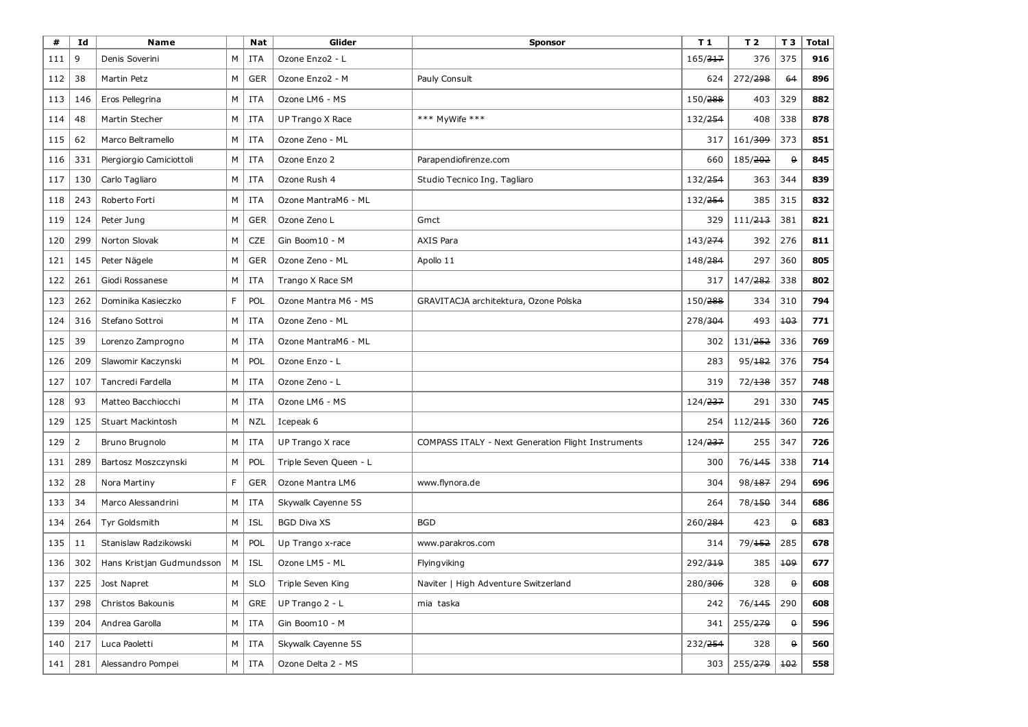| # | Id | Name | | Nat | Glider | Sponsor | T 1 | T 2 | T 3 | Total |
|---|---|---|---|---|---|---|---|---|---|---|
| 111 | 9 | Denis Soverini | M | ITA | Ozone Enzo2 - L | | 165/~~317~~ | 376 | 375 | **916** |
| 112 | 38 | Martin Petz | M | GER | Ozone Enzo2 - M | Pauly Consult | 624 | 272/~~298~~ | ~~64~~ | **896** |
| 113 | 146 | Eros Pellegrina | M | ITA | Ozone LM6 - MS | | 150/~~288~~ | 403 | 329 | **882** |
| 114 | 48 | Martin Stecher | M | ITA | UP Trango X Race | *** MyWife *** | 132/~~254~~ | 408 | 338 | **878** |
| 115 | 62 | Marco Beltramello | M | ITA | Ozone Zeno - ML | | 317 | 161/~~309~~ | 373 | **851** |
| 116 | 331 | Piergiorgio Camiciottoli | M | ITA | Ozone Enzo 2 | Parapendiofirenze.com | 660 | 185/~~202~~ | ~~0~~ | **845** |
| 117 | 130 | Carlo Tagliaro | M | ITA | Ozone Rush 4 | Studio Tecnico Ing. Tagliaro | 132/~~254~~ | 363 | 344 | **839** |
| 118 | 243 | Roberto Forti | M | ITA | Ozone MantraM6 - ML | | 132/~~254~~ | 385 | 315 | **832** |
| 119 | 124 | Peter Jung | M | GER | Ozone Zeno L | Gmct | 329 | 111/~~213~~ | 381 | **821** |
| 120 | 299 | Norton Slovak | M | CZE | Gin Boom10 - M | AXIS Para | 143/~~274~~ | 392 | 276 | **811** |
| 121 | 145 | Peter Nägele | M | GER | Ozone Zeno - ML | Apollo 11 | 148/~~284~~ | 297 | 360 | **805** |
| 122 | 261 | Giodi Rossanese | M | ITA | Trango X Race SM | | 317 | 147/~~282~~ | 338 | **802** |
| 123 | 262 | Dominika Kasieczko | F | POL | Ozone Mantra M6 - MS | GRAVITACJA architektura, Ozone Polska | 150/~~288~~ | 334 | 310 | **794** |
| 124 | 316 | Stefano Sottroi | M | ITA | Ozone Zeno - ML | | 278/~~304~~ | 493 | ~~103~~ | **771** |
| 125 | 39 | Lorenzo Zamprogno | M | ITA | Ozone MantraM6 - ML | | 302 | 131/~~252~~ | 336 | **769** |
| 126 | 209 | Slawomir Kaczynski | M | POL | Ozone Enzo - L | | 283 | 95/~~182~~ | 376 | **754** |
| 127 | 107 | Tancredi Fardella | M | ITA | Ozone Zeno - L | | 319 | 72/~~138~~ | 357 | **748** |
| 128 | 93 | Matteo Bacchiocchi | M | ITA | Ozone LM6 - MS | | 124/~~237~~ | 291 | 330 | **745** |
| 129 | 125 | Stuart Mackintosh | M | NZL | Icepeak 6 | | 254 | 112/~~215~~ | 360 | **726** |
| 129 | 2 | Bruno Brugnolo | M | ITA | UP Trango X race | COMPASS ITALY - Next Generation Flight Instruments | 124/~~237~~ | 255 | 347 | **726** |
| 131 | 289 | Bartosz Moszczynski | M | POL | Triple Seven Queen - L | | 300 | 76/~~145~~ | 338 | **714** |
| 132 | 28 | Nora Martiny | F | GER | Ozone Mantra LM6 | www.flynora.de | 304 | 98/~~187~~ | 294 | **696** |
| 133 | 34 | Marco Alessandrini | M | ITA | Skywalk Cayenne 5S | | 264 | 78/~~150~~ | 344 | **686** |
| 134 | 264 | Tyr Goldsmith | M | ISL | BGD Diva XS | BGD | 260/~~284~~ | 423 | ~~0~~ | **683** |
| 135 | 11 | Stanislaw Radzikowski | M | POL | Up Trango x-race | www.parakros.com | 314 | 79/~~152~~ | 285 | **678** |
| 136 | 302 | Hans Kristjan Gudmundsson | M | ISL | Ozone LM5 - ML | Flyingviking | 292/~~319~~ | 385 | ~~109~~ | **677** |
| 137 | 225 | Jost Napret | M | SLO | Triple Seven King | Naviter \| High Adventure Switzerland | 280/~~306~~ | 328 | ~~0~~ | **608** |
| 137 | 298 | Christos Bakounis | M | GRE | UP Trango 2 - L | mia taska | 242 | 76/~~145~~ | 290 | **608** |
| 139 | 204 | Andrea Garolla | M | ITA | Gin Boom10 - M | | 341 | 255/~~279~~ | ~~0~~ | **596** |
| 140 | 217 | Luca Paoletti | M | ITA | Skywalk Cayenne 5S | | 232/~~254~~ | 328 | ~~0~~ | **560** |
| 141 | 281 | Alessandro Pompei | M | ITA | Ozone Delta 2 - MS | | 303 | 255/~~279~~ | ~~102~~ | **558** |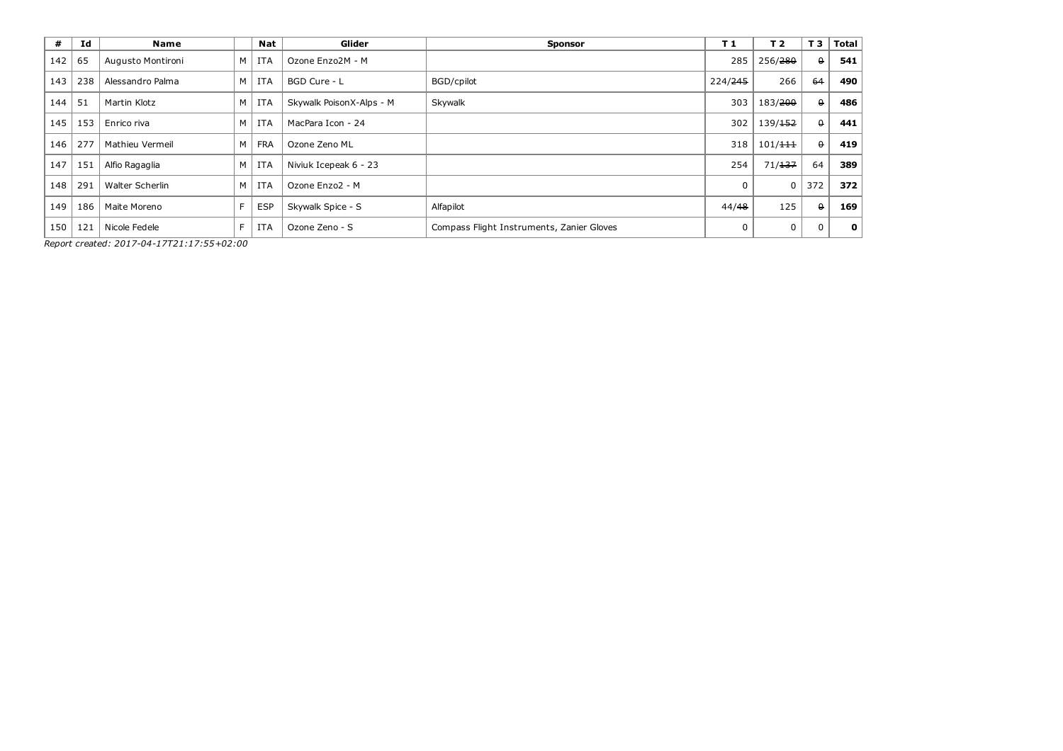| # | Id | Name | | Nat | Glider | Sponsor | T 1 | T 2 | T 3 | Total |
|---|---|---|---|---|---|---|---|---|---|---|
| 142 | 65 | Augusto Montironi | M | ITA | Ozone Enzo2M - M | | 285 | 256/~~280~~ | ~~0~~ | **541** |
| 143 | 238 | Alessandro Palma | M | ITA | BGD Cure - L | BGD/cpilot | 224/~~245~~ | 266 | ~~64~~ | **490** |
| 144 | 51 | Martin Klotz | M | ITA | Skywalk PoisonX-Alps - M | Skywalk | 303 | 183/~~200~~ | ~~0~~ | **486** |
| 145 | 153 | Enrico riva | M | ITA | MacPara Icon - 24 | | 302 | 139/~~152~~ | ~~0~~ | **441** |
| 146 | 277 | Mathieu Vermeil | M | FRA | Ozone Zeno ML | | 318 | 101/~~111~~ | ~~0~~ | **419** |
| 147 | 151 | Alfio Ragaglia | M | ITA | Niviuk Icepeak 6 - 23 | | 254 | 71/~~137~~ | 64 | **389** |
| 148 | 291 | Walter Scherlin | M | ITA | Ozone Enzo2 - M | | 0 | 0 | 372 | **372** |
| 149 | 186 | Maite Moreno | F | ESP | Skywalk Spice - S | Alfapilot | 44/~~48~~ | 125 | ~~0~~ | **169** |
| 150 | 121 | Nicole Fedele | F | ITA | Ozone Zeno - S | Compass Flight Instruments, Zanier Gloves | 0 | 0 | 0 | **0** |

*Report created: 2017-04-17T21:17:55+02:00*